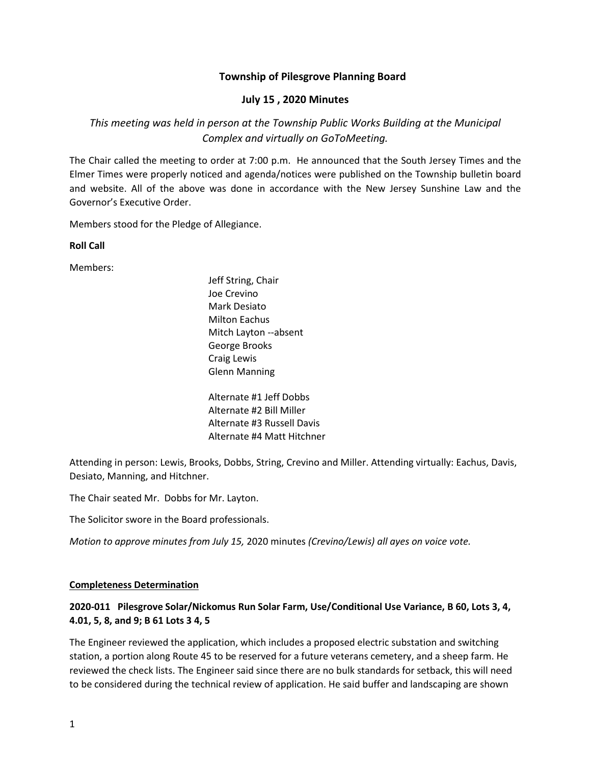# Township of Pilesgrove Planning Board

## July 15 , 2020 Minutes

*This meeting was held in person at the Township Public Works Building at the Municipal Complex and virtually on GoToMeeting.*

The Chair called the meeting to order at 7:00 p.m. He announced that the South Jersey Times and the Elmer Times were properly noticed and agenda/notices were published on the Township bulletin board and website. All of the above was done in accordance with the New Jersey Sunshine Law and the Governor's Executive Order.

Members stood for the Pledge of Allegiance.

**Roll Call**

Members:

Jeff String, Chair
Joe Crevino
Mark Desiato
Milton Eachus
Mitch Layton --absent
George Brooks
Craig Lewis
Glenn Manning

Alternate #1 Jeff Dobbs
Alternate #2 Bill Miller
Alternate #3 Russell Davis
Alternate #4 Matt Hitchner

Attending in person: Lewis, Brooks, Dobbs, String, Crevino and Miller. Attending virtually: Eachus, Davis, Desiato, Manning, and Hitchner.

The Chair seated Mr. Dobbs for Mr. Layton.

The Solicitor swore in the Board professionals.

*Motion to approve minutes from July 15,* 2020 minutes *(Crevino/Lewis) all ayes on voice vote.*

**Completeness Determination**

**2020-011 Pilesgrove Solar/Nickomus Run Solar Farm, Use/Conditional Use Variance, B 60, Lots 3, 4, 4.01, 5, 8, and 9; B 61 Lots 3 4, 5**

The Engineer reviewed the application, which includes a proposed electric substation and switching station, a portion along Route 45 to be reserved for a future veterans cemetery, and a sheep farm. He reviewed the check lists. The Engineer said since there are no bulk standards for setback, this will need to be considered during the technical review of application. He said buffer and landscaping are shown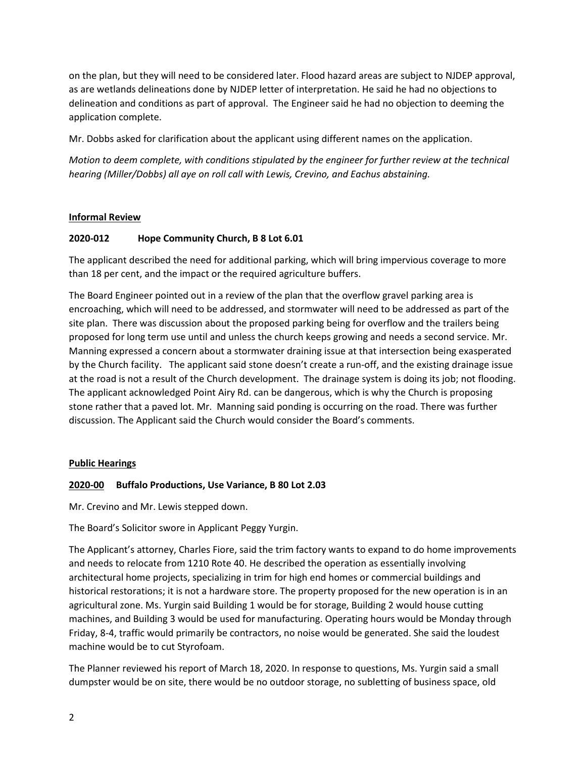on the plan, but they will need to be considered later. Flood hazard areas are subject to NJDEP approval, as are wetlands delineations done by NJDEP letter of interpretation. He said he had no objections to delineation and conditions as part of approval. The Engineer said he had no objection to deeming the application complete.

Mr. Dobbs asked for clarification about the applicant using different names on the application.

*Motion to deem complete, with conditions stipulated by the engineer for further review at the technical hearing (Miller/Dobbs) all aye on roll call with Lewis, Crevino, and Eachus abstaining.*

## Informal Review

### 2020-012 Hope Community Church, B 8 Lot 6.01

The applicant described the need for additional parking, which will bring impervious coverage to more than 18 per cent, and the impact or the required agriculture buffers.

The Board Engineer pointed out in a review of the plan that the overflow gravel parking area is encroaching, which will need to be addressed, and stormwater will need to be addressed as part of the site plan. There was discussion about the proposed parking being for overflow and the trailers being proposed for long term use until and unless the church keeps growing and needs a second service. Mr. Manning expressed a concern about a stormwater draining issue at that intersection being exasperated by the Church facility. The applicant said stone doesn't create a run-off, and the existing drainage issue at the road is not a result of the Church development. The drainage system is doing its job; not flooding. The applicant acknowledged Point Airy Rd. can be dangerous, which is why the Church is proposing stone rather that a paved lot. Mr. Manning said ponding is occurring on the road. There was further discussion. The Applicant said the Church would consider the Board's comments.

## Public Hearings

### 2020-00 Buffalo Productions, Use Variance, B 80 Lot 2.03

Mr. Crevino and Mr. Lewis stepped down.

The Board's Solicitor swore in Applicant Peggy Yurgin.

The Applicant's attorney, Charles Fiore, said the trim factory wants to expand to do home improvements and needs to relocate from 1210 Rote 40. He described the operation as essentially involving architectural home projects, specializing in trim for high end homes or commercial buildings and historical restorations; it is not a hardware store. The property proposed for the new operation is in an agricultural zone. Ms. Yurgin said Building 1 would be for storage, Building 2 would house cutting machines, and Building 3 would be used for manufacturing. Operating hours would be Monday through Friday, 8-4, traffic would primarily be contractors, no noise would be generated. She said the loudest machine would be to cut Styrofoam.

The Planner reviewed his report of March 18, 2020. In response to questions, Ms. Yurgin said a small dumpster would be on site, there would be no outdoor storage, no subletting of business space, old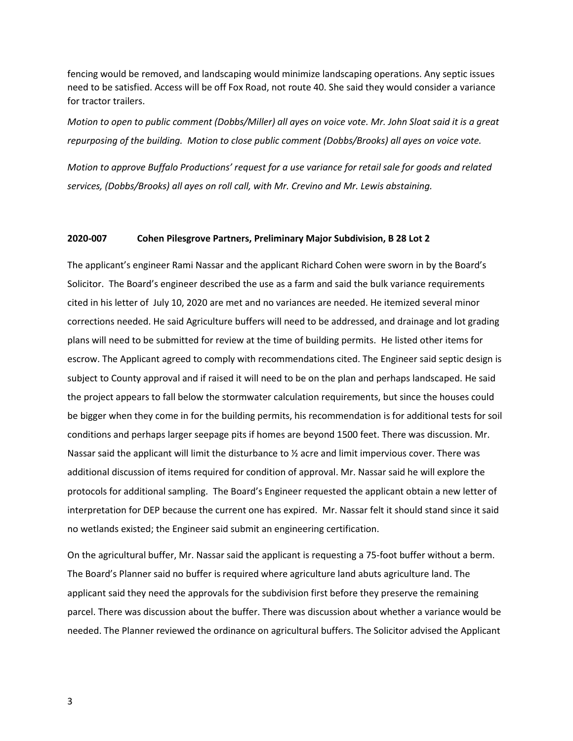fencing would be removed, and landscaping would minimize landscaping operations. Any septic issues need to be satisfied. Access will be off Fox Road, not route 40. She said they would consider a variance for tractor trailers.

*Motion to open to public comment (Dobbs/Miller) all ayes on voice vote. Mr. John Sloat said it is a great repurposing of the building. Motion to close public comment (Dobbs/Brooks) all ayes on voice vote.*

*Motion to approve Buffalo Productions' request for a use variance for retail sale for goods and related services, (Dobbs/Brooks) all ayes on roll call, with Mr. Crevino and Mr. Lewis abstaining.*

**2020-007 Cohen Pilesgrove Partners, Preliminary Major Subdivision, B 28 Lot 2**

The applicant's engineer Rami Nassar and the applicant Richard Cohen were sworn in by the Board's Solicitor. The Board's engineer described the use as a farm and said the bulk variance requirements cited in his letter of July 10, 2020 are met and no variances are needed. He itemized several minor corrections needed. He said Agriculture buffers will need to be addressed, and drainage and lot grading plans will need to be submitted for review at the time of building permits. He listed other items for escrow. The Applicant agreed to comply with recommendations cited. The Engineer said septic design is subject to County approval and if raised it will need to be on the plan and perhaps landscaped. He said the project appears to fall below the stormwater calculation requirements, but since the houses could be bigger when they come in for the building permits, his recommendation is for additional tests for soil conditions and perhaps larger seepage pits if homes are beyond 1500 feet. There was discussion. Mr. Nassar said the applicant will limit the disturbance to ½ acre and limit impervious cover. There was additional discussion of items required for condition of approval. Mr. Nassar said he will explore the protocols for additional sampling. The Board's Engineer requested the applicant obtain a new letter of interpretation for DEP because the current one has expired. Mr. Nassar felt it should stand since it said no wetlands existed; the Engineer said submit an engineering certification.

On the agricultural buffer, Mr. Nassar said the applicant is requesting a 75-foot buffer without a berm. The Board's Planner said no buffer is required where agriculture land abuts agriculture land. The applicant said they need the approvals for the subdivision first before they preserve the remaining parcel. There was discussion about the buffer. There was discussion about whether a variance would be needed. The Planner reviewed the ordinance on agricultural buffers. The Solicitor advised the Applicant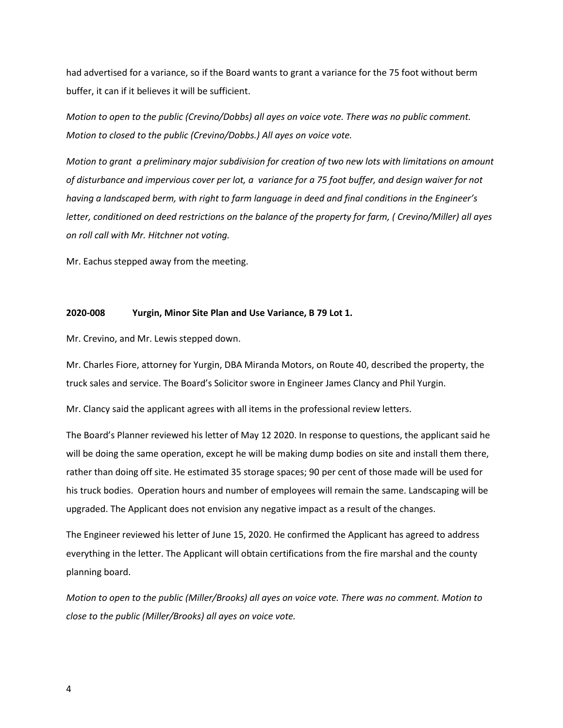had advertised for a variance, so if the Board wants to grant a variance for the 75 foot without berm buffer, it can if it believes it will be sufficient.

*Motion to open to the public (Crevino/Dobbs) all ayes on voice vote. There was no public comment. Motion to closed to the public (Crevino/Dobbs.) All ayes on voice vote.*

*Motion to grant a preliminary major subdivision for creation of two new lots with limitations on amount of disturbance and impervious cover per lot, a variance for a 75 foot buffer, and design waiver for not having a landscaped berm, with right to farm language in deed and final conditions in the Engineer's letter, conditioned on deed restrictions on the balance of the property for farm, ( Crevino/Miller) all ayes on roll call with Mr. Hitchner not voting.*

Mr. Eachus stepped away from the meeting.

**2020-008 Yurgin, Minor Site Plan and Use Variance, B 79 Lot 1.**

Mr. Crevino, and Mr. Lewis stepped down.

Mr. Charles Fiore, attorney for Yurgin, DBA Miranda Motors, on Route 40, described the property, the truck sales and service. The Board's Solicitor swore in Engineer James Clancy and Phil Yurgin.

Mr. Clancy said the applicant agrees with all items in the professional review letters.

The Board's Planner reviewed his letter of May 12 2020. In response to questions, the applicant said he will be doing the same operation, except he will be making dump bodies on site and install them there, rather than doing off site. He estimated 35 storage spaces; 90 per cent of those made will be used for his truck bodies. Operation hours and number of employees will remain the same. Landscaping will be upgraded. The Applicant does not envision any negative impact as a result of the changes.

The Engineer reviewed his letter of June 15, 2020. He confirmed the Applicant has agreed to address everything in the letter. The Applicant will obtain certifications from the fire marshal and the county planning board.

*Motion to open to the public (Miller/Brooks) all ayes on voice vote. There was no comment. Motion to close to the public (Miller/Brooks) all ayes on voice vote.*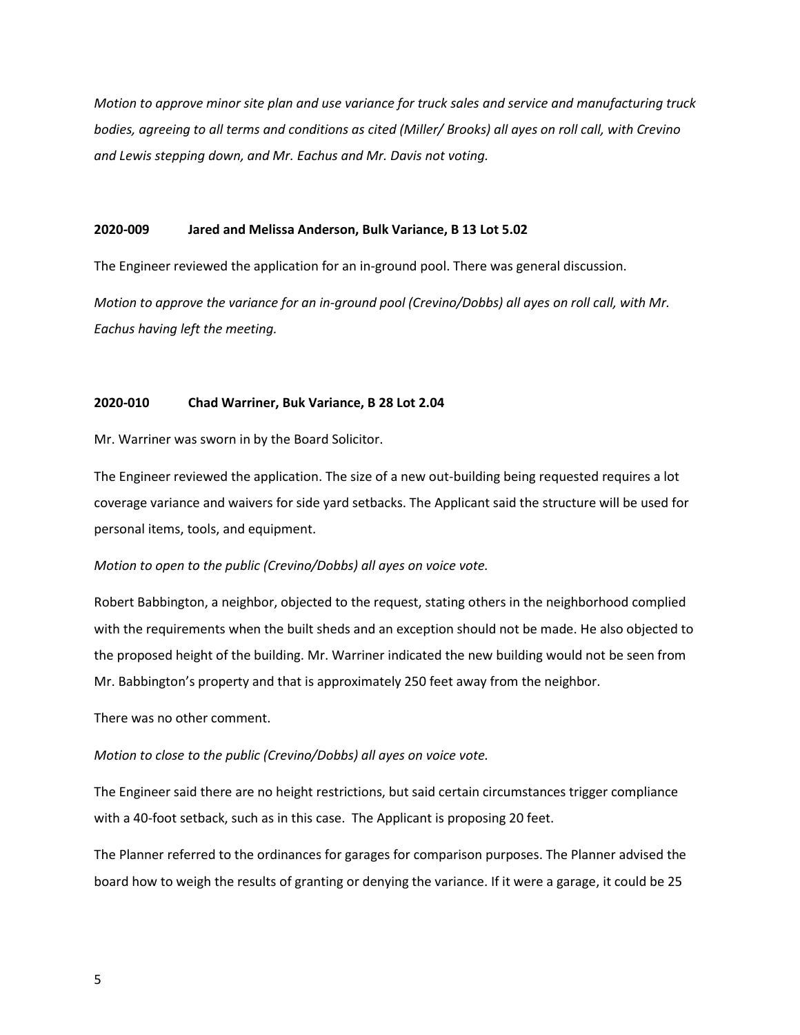*Motion to approve minor site plan and use variance for truck sales and service and manufacturing truck bodies, agreeing to all terms and conditions as cited (Miller/ Brooks) all ayes on roll call, with Crevino and Lewis stepping down, and Mr. Eachus and Mr. Davis not voting.*

**2020-009 Jared and Melissa Anderson, Bulk Variance, B 13 Lot 5.02**

The Engineer reviewed the application for an in-ground pool. There was general discussion.

*Motion to approve the variance for an in-ground pool (Crevino/Dobbs) all ayes on roll call, with Mr. Eachus having left the meeting.*

**2020-010 Chad Warriner, Buk Variance, B 28 Lot 2.04**

Mr. Warriner was sworn in by the Board Solicitor.

The Engineer reviewed the application. The size of a new out-building being requested requires a lot coverage variance and waivers for side yard setbacks. The Applicant said the structure will be used for personal items, tools, and equipment.

*Motion to open to the public (Crevino/Dobbs) all ayes on voice vote.*

Robert Babbington, a neighbor, objected to the request, stating others in the neighborhood complied with the requirements when the built sheds and an exception should not be made. He also objected to the proposed height of the building. Mr. Warriner indicated the new building would not be seen from Mr. Babbington's property and that is approximately 250 feet away from the neighbor.

There was no other comment.

*Motion to close to the public (Crevino/Dobbs) all ayes on voice vote.*

The Engineer said there are no height restrictions, but said certain circumstances trigger compliance with a 40-foot setback, such as in this case. The Applicant is proposing 20 feet.

The Planner referred to the ordinances for garages for comparison purposes. The Planner advised the board how to weigh the results of granting or denying the variance. If it were a garage, it could be 25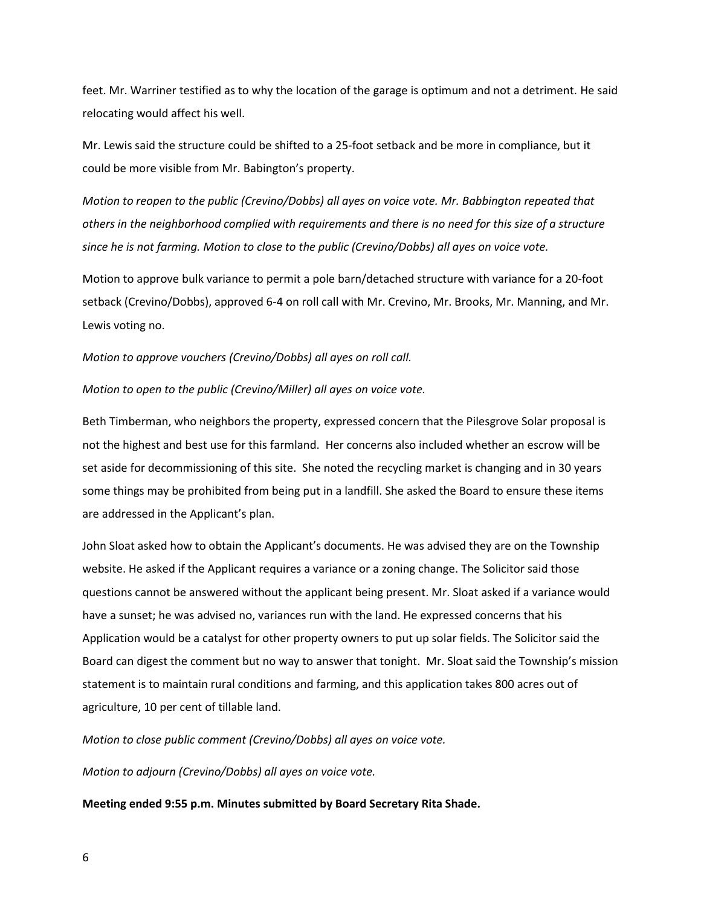feet. Mr. Warriner testified as to why the location of the garage is optimum and not a detriment. He said relocating would affect his well.

Mr. Lewis said the structure could be shifted to a 25-foot setback and be more in compliance, but it could be more visible from Mr. Babington's property.

*Motion to reopen to the public (Crevino/Dobbs) all ayes on voice vote. Mr. Babbington repeated that others in the neighborhood complied with requirements and there is no need for this size of a structure since he is not farming. Motion to close to the public (Crevino/Dobbs) all ayes on voice vote.*

Motion to approve bulk variance to permit a pole barn/detached structure with variance for a 20-foot setback (Crevino/Dobbs), approved 6-4 on roll call with Mr. Crevino, Mr. Brooks, Mr. Manning, and Mr. Lewis voting no.

*Motion to approve vouchers (Crevino/Dobbs) all ayes on roll call.*

*Motion to open to the public (Crevino/Miller) all ayes on voice vote.*

Beth Timberman, who neighbors the property, expressed concern that the Pilesgrove Solar proposal is not the highest and best use for this farmland. Her concerns also included whether an escrow will be set aside for decommissioning of this site. She noted the recycling market is changing and in 30 years some things may be prohibited from being put in a landfill. She asked the Board to ensure these items are addressed in the Applicant's plan.

John Sloat asked how to obtain the Applicant's documents. He was advised they are on the Township website. He asked if the Applicant requires a variance or a zoning change. The Solicitor said those questions cannot be answered without the applicant being present. Mr. Sloat asked if a variance would have a sunset; he was advised no, variances run with the land. He expressed concerns that his Application would be a catalyst for other property owners to put up solar fields. The Solicitor said the Board can digest the comment but no way to answer that tonight. Mr. Sloat said the Township's mission statement is to maintain rural conditions and farming, and this application takes 800 acres out of agriculture, 10 per cent of tillable land.

*Motion to close public comment (Crevino/Dobbs) all ayes on voice vote.*

*Motion to adjourn (Crevino/Dobbs) all ayes on voice vote.*

**Meeting ended 9:55 p.m. Minutes submitted by Board Secretary Rita Shade.**